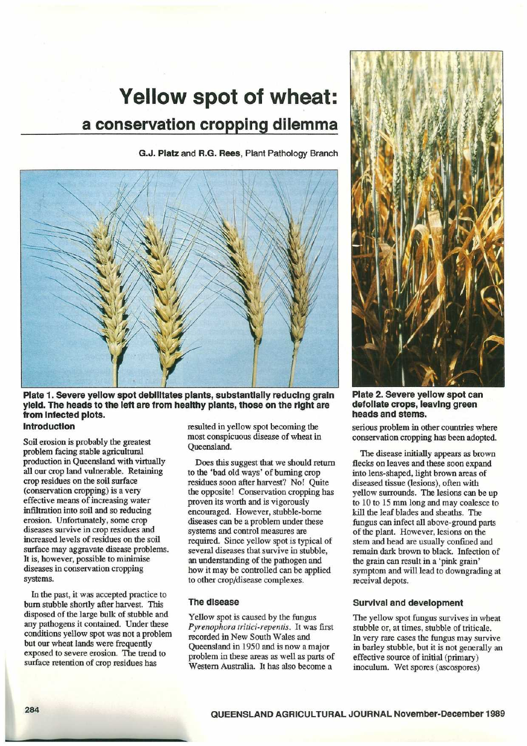# Yellow spot of wheat:

## a conservation cropping dilemma

**G.J. Platz** and **R.G. Rees**, Plant Pathology Branch

**Plate 1. Severe yellow spot debilitates plants, substantially reducing grain yield. The heads to the left are from healthy plants, those on the right are from infected plots.**

**Plate 2. Severe yellow spot can defoliate crops, leaving green heads and stems.**

### Introduction

Soil erosion is probably the greatest problem facing stable agricultural production in Queensland with virtually all our crop land vulnerable. Retaining crop residues on the soil surface (conservation cropping) is a very effective means of increasing water infiltration into soil and so reducing erosion. Unfortunately, some crop diseases survive in crop residues and increased levels of residues on the soil surface may aggravate disease problems. It is, however, possible to minimise diseases in conservation cropping systems.

In the past, it was accepted practice to burn stubble shortly after harvest. This disposed of the large bulk of stubble and any pathogens it contained. Under these conditions yellow spot was not a problem but our wheat lands were frequently exposed to severe erosion. The trend to surface retention of crop residues has resulted in yellow spot becoming the most conspicuous disease of wheat in Queensland.

Does this suggest that we should return to the 'bad old ways' of burning crop residues soon after harvest? No! Quite the opposite! Conservation cropping has proven its worth and is vigorously encouraged. However, stubble-borne diseases can be a problem under these systems and control measures are required. Since yellow spot is typical of several diseases that survive in stubble, an understanding of the pathogen and how it may be controlled can be applied to other crop/disease complexes.

### The disease

Yellow spot is caused by the fungus *Pyrenophora tritici-repentis*. It was first recorded in New South Wales and Queensland in 1950 and is now a major problem in these areas as well as parts of Western Australia. It has also become a serious problem in other countries where conservation cropping has been adopted.

The disease initially appears as brown flecks on leaves and these soon expand into lens-shaped, light brown areas of diseased tissue (lesions), often with yellow surrounds. The lesions can be up to 10 to 15 mm long and may coalesce to kill the leaf blades and sheaths. The fungus can infect all above-ground parts of the plant. However, lesions on the stem and head are usually confined and remain dark brown to black. Infection of the grain can result in a 'pink grain' symptom and will lead to downgrading at receival depots.

### Survival and development

The yellow spot fungus survives in wheat stubble or, at times, stubble of triticale. In very rare cases the fungus may survive in barley stubble, but it is not generally an effective source of initial (primary) inoculum. Wet spores (ascospores)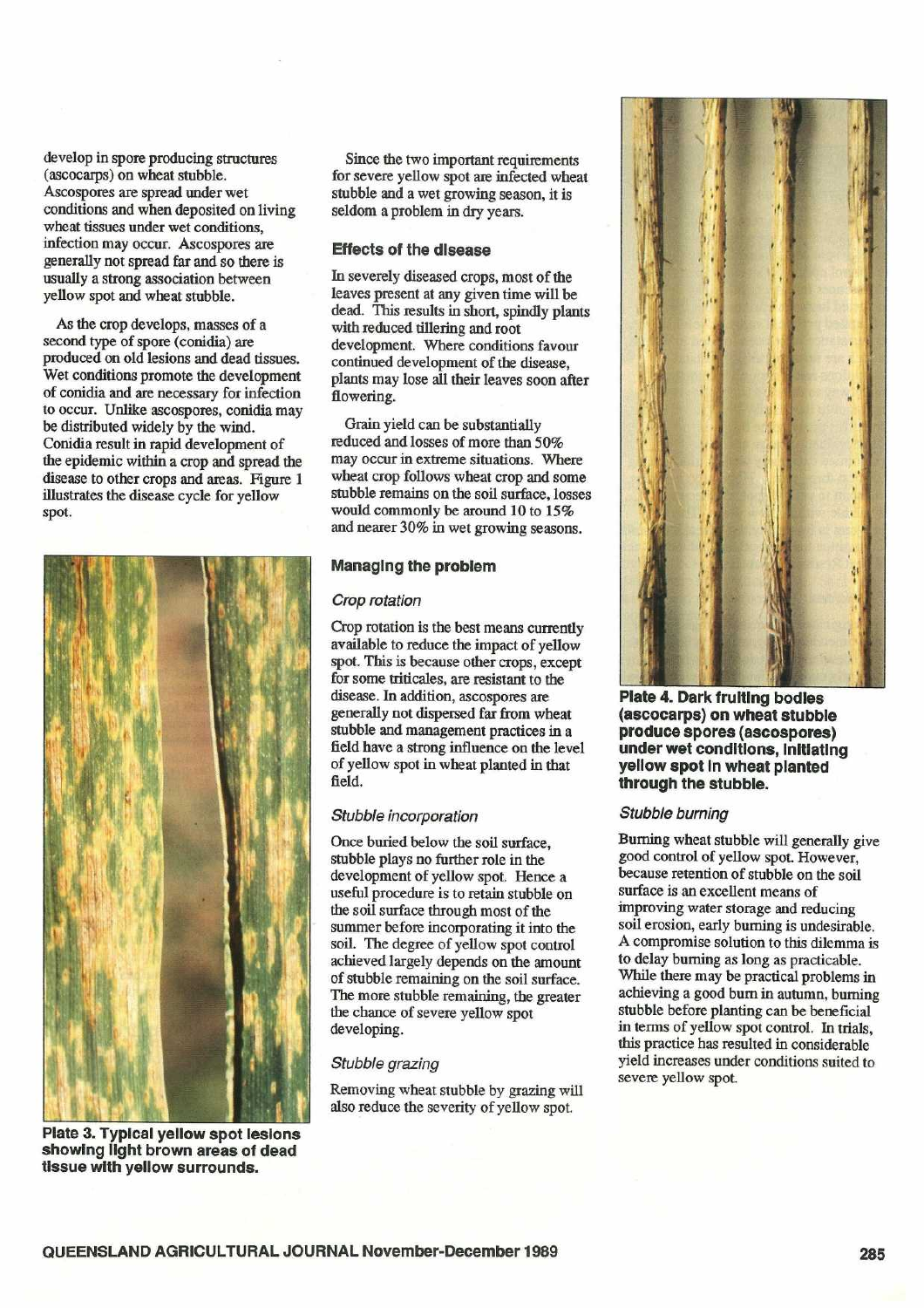develop in spore producing structures (ascocarps) on wheat stubble. Ascospores are spread under wet conditions and when deposited on living wheat tissues under wet conditions, infection may occur. Ascospores are generally not spread far and so there is usually a strong association between yellow spot and wheat stubble.

As the crop develops, masses of a second type of spore (conidia) are produced on old lesions and dead tissues. Wet conditions promote the development of conidia and are necessary for infection to occur. Unlike ascospores, conidia may be distributed widely by the wind. Conidia result in rapid development of the epidemic within a crop and spread the disease to other crops and areas. Figure 1 illustrates the disease cycle for yellow spot.

**Plate 3. Typical yellow spot lesions showing light brown areas of dead tissue with yellow surrounds.**

Since the two important requirements for severe yellow spot are infected wheat stubble and a wet growing season, it is seldom a problem in dry years.

### Effects of the disease

In severely diseased crops, most of the leaves present at any given time will be dead. This results in short, spindly plants with reduced tillering and root development. Where conditions favour continued development of the disease, plants may lose all their leaves soon after flowering.

Grain yield can be substantially reduced and losses of more than 50% may occur in extreme situations. Where wheat crop follows wheat crop and some stubble remains on the soil surface, losses would commonly be around 10 to 15% and nearer 30% in wet growing seasons.

### Managing the problem

#### *Crop rotation*

Crop rotation is the best means currently available to reduce the impact of yellow spot. This is because other crops, except for some triticales, are resistant to the disease. In addition, ascospores are generally not dispersed far from wheat stubble and management practices in a field have a strong influence on the level of yellow spot in wheat planted in that field.

#### *Stubble incorporation*

Once buried below the soil surface, stubble plays no further role in the development of yellow spot. Hence a useful procedure is to retain stubble on the soil surface through most of the summer before incorporating it into the soil. The degree of yellow spot control achieved largely depends on the amount of stubble remaining on the soil surface. The more stubble remaining, the greater the chance of severe yellow spot developing.

#### *Stubble grazing*

Removing wheat stubble by grazing will also reduce the severity of yellow spot.

**Plate 4. Dark fruiting bodies (ascocarps) on wheat stubble produce spores (ascospores) under wet conditions, initiating yellow spot in wheat planted through the stubble.**

#### *Stubble burning*

Burning wheat stubble will generally give good control of yellow spot. However, because retention of stubble on the soil surface is an excellent means of improving water storage and reducing soil erosion, early burning is undesirable. A compromise solution to this dilemma is to delay burning as long as practicable. While there may be practical problems in achieving a good burn in autumn, burning stubble before planting can be beneficial in terms of yellow spot control. In trials, this practice has resulted in considerable yield increases under conditions suited to severe yellow spot.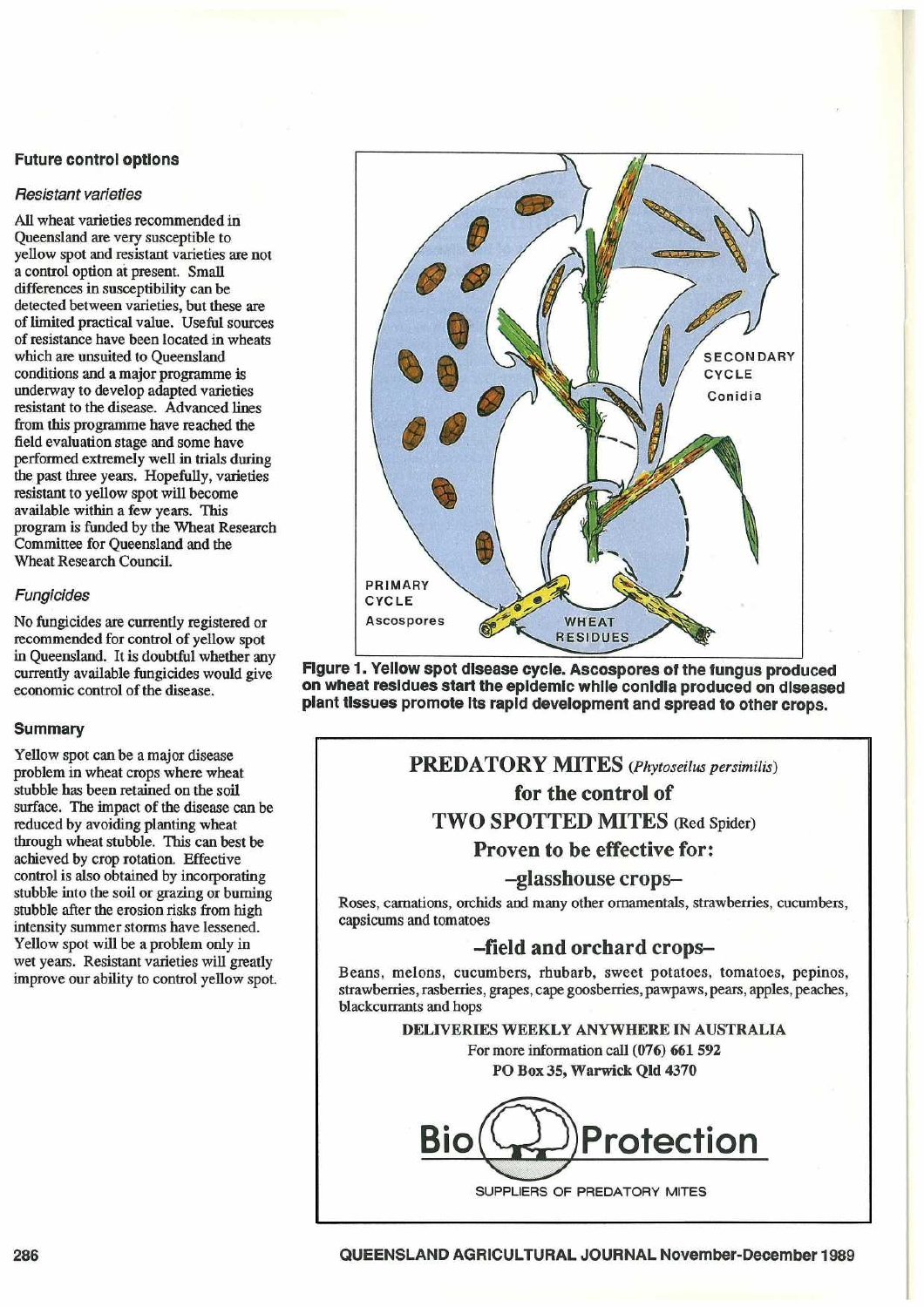## Future control options

### *Resistant varieties*

All wheat varieties recommended in Queensland are very susceptible to yellow spot and resistant varieties are not a control option at present. Small differences in susceptibility can be detected between varieties, but these are of limited practical value. Useful sources of resistance have been located in wheats which are unsuited to Queensland conditions and a major programme is underway to develop adapted varieties resistant to the disease. Advanced lines from this programme have reached the field evaluation stage and some have performed extremely well in trials during the past three years. Hopefully, varieties resistant to yellow spot will become available within a few years. This program is funded by the Wheat Research Committee for Queensland and the Wheat Research Council.

### *Fungicides*

No fungicides are currently registered or recommended for control of yellow spot in Queensland. It is doubtful whether any currently available fungicides would give economic control of the disease.

## Summary

Yellow spot can be a major disease problem in wheat crops where wheat stubble has been retained on the soil surface. The impact of the disease can be reduced by avoiding planting wheat through wheat stubble. This can best be achieved by crop rotation. Effective control is also obtained by incorporating stubble into the soil or grazing or burning stubble after the erosion risks from high intensity summer storms have lessened. Yellow spot will be a problem only in wet years. Resistant varieties will greatly improve our ability to control yellow spot.

SECONDARY CYCLE

Conidia

PRIMARY CYCLE

Ascospores

WHEAT RESIDUES

**Figure 1. Yellow spot disease cycle. Ascospores of the fungus produced on wheat residues start the epidemic while conidia produced on diseased plant tissues promote its rapid development and spread to other crops.**

---

**PREDATORY MITES** (*Phytoseilus persimilis*)

**for the control of**

**TWO SPOTTED MITES** (Red Spider)

**Proven to be effective for:**

**–glasshouse crops–**

Roses, carnations, orchids and many other ornamentals, strawberries, cucumbers, capsicums and tomatoes

**–field and orchard crops–**

Beans, melons, cucumbers, rhubarb, sweet potatoes, tomatoes, pepinos, strawberries, rasberries, grapes, cape goosberries, pawpaws, pears, apples, peaches, blackcurrants and hops

**DELIVERIES WEEKLY ANYWHERE IN AUSTRALIA**

For more information call **(076) 661 592**

**PO Box 35, Warwick Qld 4370**

**Bio Protection**

SUPPLIERS OF PREDATORY MITES